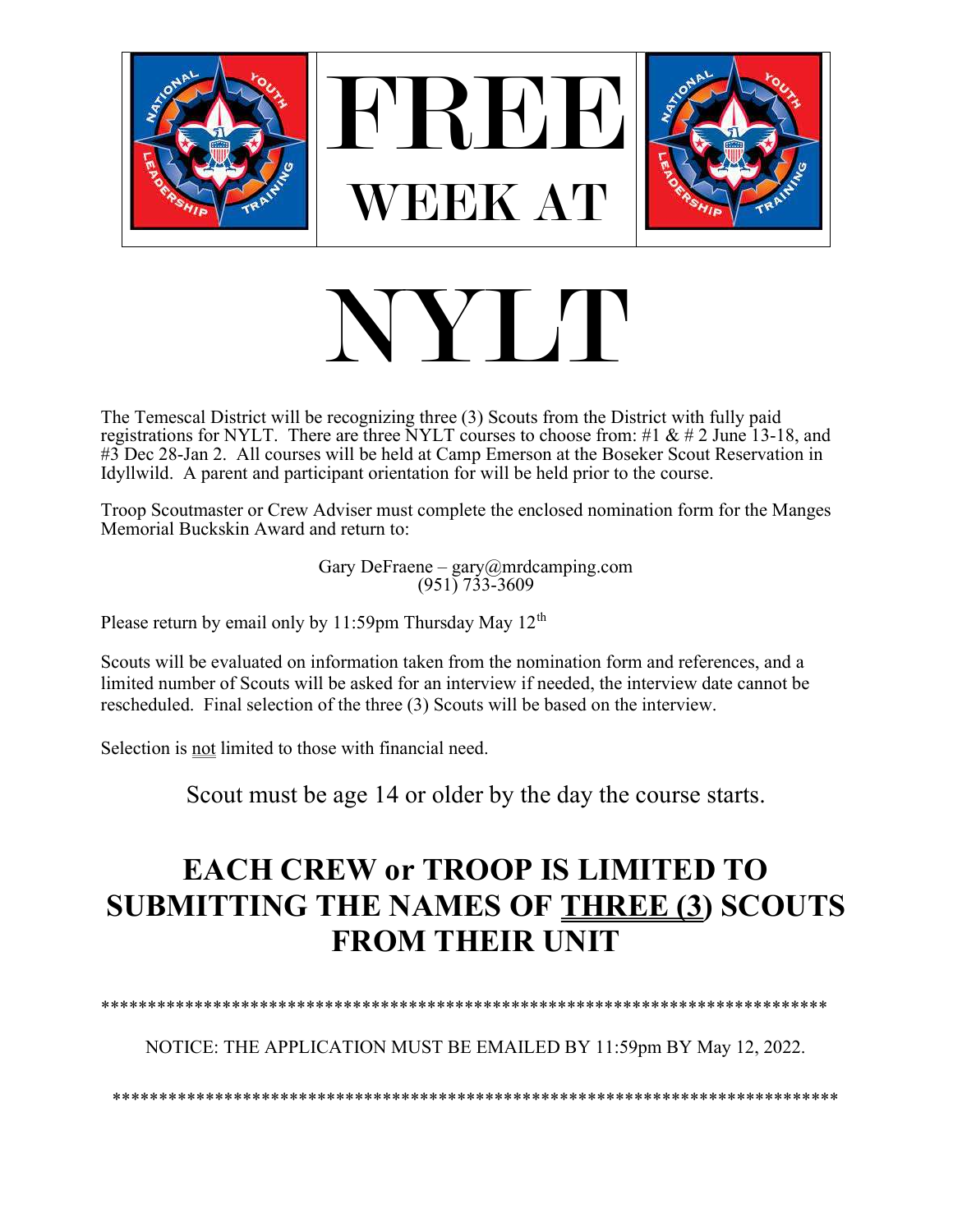# FREE WEEK AT

# NYLT

The Temescal District will be recognizing three (3) Scouts from the District with fully paid registrations for NYLT. There are three NYLT courses to choose from: #1 & # 2 June 13-18, and #3 Dec 28-Jan 2. All courses will be held at Camp Emerson at the Boseker Scout Reservation in Idyllwild. A parent and participant orientation for will be held prior to the course.

Troop Scoutmaster or Crew Adviser must complete the enclosed nomination form for the Manges Memorial Buckskin Award and return to:

Gary DeFraene – gary@mrdcamping.com
(951) 733-3609

Please return by email only by 11:59pm Thursday May 12th

Scouts will be evaluated on information taken from the nomination form and references, and a limited number of Scouts will be asked for an interview if needed, the interview date cannot be rescheduled. Final selection of the three (3) Scouts will be based on the interview.

Selection is <u>not</u> limited to those with financial need.

Scout must be age 14 or older by the day the course starts.

## EACH CREW or TROOP IS LIMITED TO SUBMITTING THE NAMES OF <u>THREE (3)</u> SCOUTS FROM THEIR UNIT

********************************************************************************

NOTICE: THE APPLICATION MUST BE EMAILED BY 11:59pm BY May 12, 2022.

********************************************************************************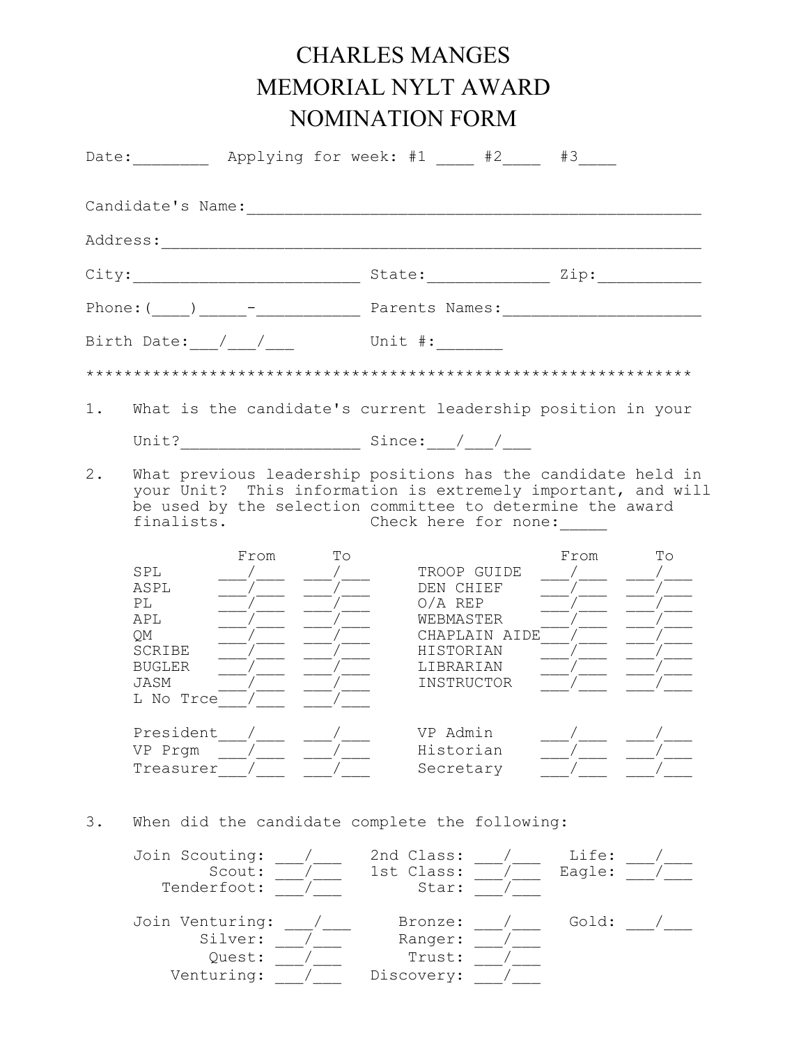# CHARLES MANGES MEMORIAL NYLT AWARD NOMINATION FORM

Date:________ Applying for week: #1 ____ #2____ #3____

Candidate's Name:_______________________________________________

Address:__________________________________________________________

City:________________________ State:_____________ Zip:___________

Phone:(____)_____-___________ Parents Names:____________________

Birth Date:___/___/___ Unit #:_______

***************************************************************

1. What is the candidate's current leadership position in your Unit?__________________ Since:___/___/___

2. What previous leadership positions has the candidate held in your Unit? This information is extremely important, and will be used by the selection committee to determine the award finalists. Check here for none:_____

| | From | To | | From | To |
|---|---|---|---|---|---|
| SPL | ___/___ | ___/___ | TROOP GUIDE | ___/___ | ___/___ |
| ASPL | ___/___ | ___/___ | DEN CHIEF | ___/___ | ___/___ |
| PL | ___/___ | ___/___ | O/A REP | ___/___ | ___/___ |
| APL | ___/___ | ___/___ | WEBMASTER | ___/___ | ___/___ |
| QM | ___/___ | ___/___ | CHAPLAIN AIDE | ___/___ | ___/___ |
| SCRIBE | ___/___ | ___/___ | HISTORIAN | ___/___ | ___/___ |
| BUGLER | ___/___ | ___/___ | LIBRARIAN | ___/___ | ___/___ |
| JASM | ___/___ | ___/___ | INSTRUCTOR | ___/___ | ___/___ |
| L No Trce | ___/___ | ___/___ | | | |
| President | ___/___ | ___/___ | VP Admin | ___/___ | ___/___ |
| VP Prgm | ___/___ | ___/___ | Historian | ___/___ | ___/___ |
| Treasurer | ___/___ | ___/___ | Secretary | ___/___ | ___/___ |

3. When did the candidate complete the following:

Join Scouting: ___/___ 2nd Class: ___/___ Life: ___/___
Scout: ___/___ 1st Class: ___/___ Eagle: ___/___
Tenderfoot: ___/___ Star: ___/___

Join Venturing: ___/___ Bronze: ___/___ Gold: ___/___
Silver: ___/___ Ranger: ___/___
Quest: ___/___ Trust: ___/___
Venturing: ___/___ Discovery: ___/___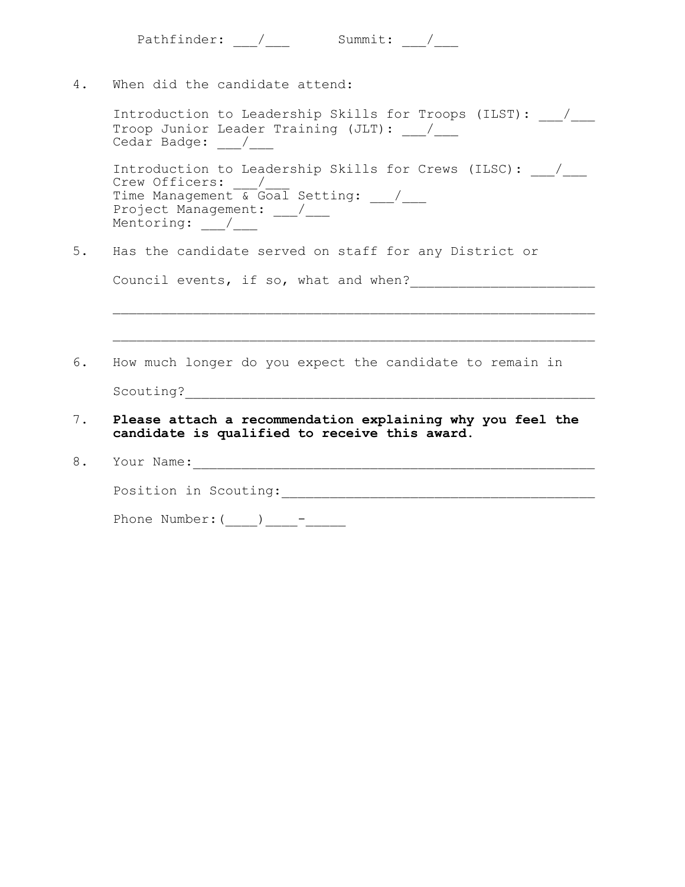Pathfinder: ___/___ Summit: ___/___

4. When did the candidate attend:

   Introduction to Leadership Skills for Troops (ILST): ___/___
   Troop Junior Leader Training (JLT): ___/___
   Cedar Badge: ___/___

   Introduction to Leadership Skills for Crews (ILSC): ___/___
   Crew Officers: ___/___
   Time Management & Goal Setting: ___/___
   Project Management: ___/___
   Mentoring: ___/___

5. Has the candidate served on staff for any District or

   Council events, if so, what and when?______________________

   ____________________________________________________________

   ____________________________________________________________

6. How much longer do you expect the candidate to remain in

   Scouting?___________________________________________________

7. **Please attach a recommendation explaining why you feel the candidate is qualified to receive this award.**

8. Your Name:__________________________________________________

   Position in Scouting:_______________________________________

   Phone Number:(____)____-_____